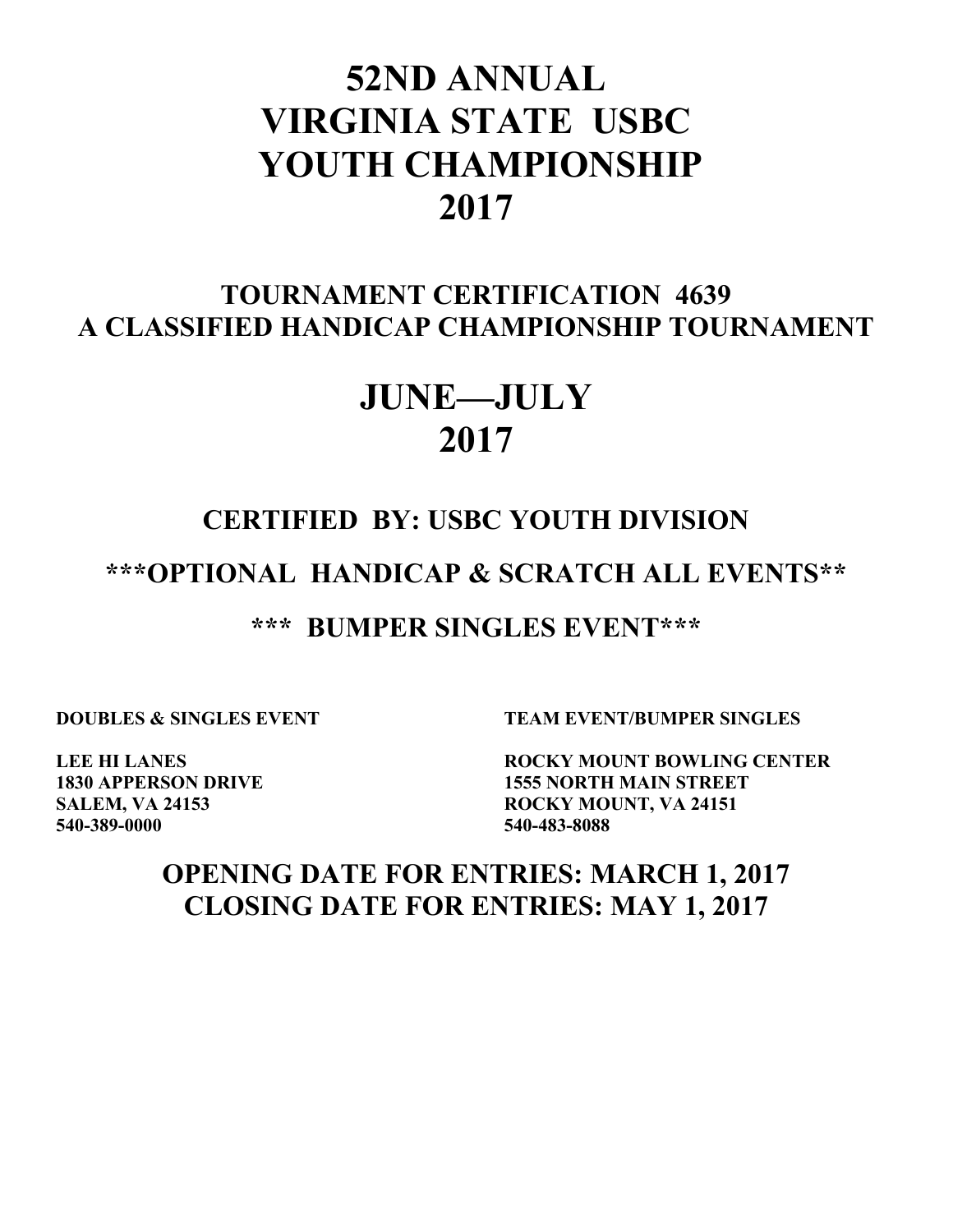# 52ND ANNUAL
# VIRGINIA STATE USBC
# YOUTH CHAMPIONSHIP
# 2017

## TOURNAMENT CERTIFICATION 4639
## A CLASSIFIED HANDICAP CHAMPIONSHIP TOURNAMENT

# JUNE—JULY
# 2017

## CERTIFIED BY: USBC YOUTH DIVISION

## ***OPTIONAL HANDICAP & SCRATCH ALL EVENTS**

## *** BUMPER SINGLES EVENT***

**DOUBLES & SINGLES EVENT**

**LEE HI LANES**
**1830 APPERSON DRIVE**
**SALEM, VA 24153**
**540-389-0000**

**TEAM EVENT/BUMPER SINGLES**

**ROCKY MOUNT BOWLING CENTER**
**1555 NORTH MAIN STREET**
**ROCKY MOUNT, VA 24151**
**540-483-8088**

## OPENING DATE FOR ENTRIES: MARCH 1, 2017
## CLOSING DATE FOR ENTRIES: MAY 1, 2017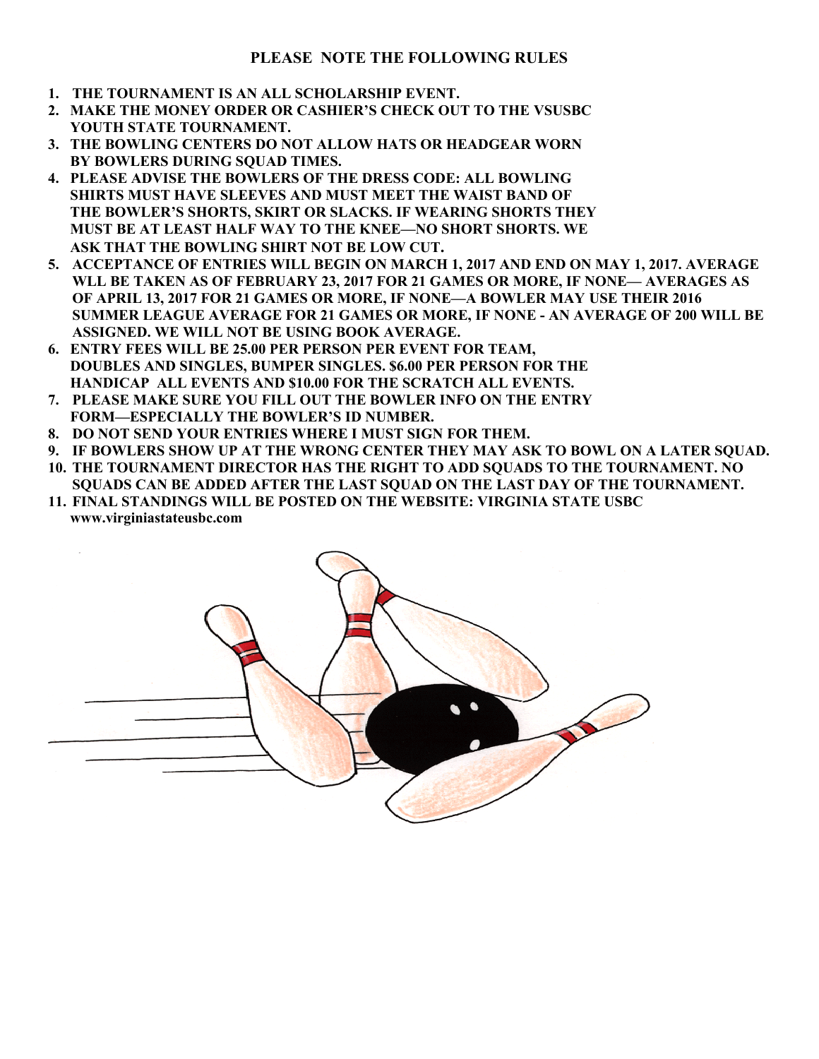**PLEASE NOTE THE FOLLOWING RULES**

1. **THE TOURNAMENT IS AN ALL SCHOLARSHIP EVENT.**
2. **MAKE THE MONEY ORDER OR CASHIER'S CHECK OUT TO THE VSUSBC YOUTH STATE TOURNAMENT.**
3. **THE BOWLING CENTERS DO NOT ALLOW HATS OR HEADGEAR WORN BY BOWLERS DURING SQUAD TIMES.**
4. **PLEASE ADVISE THE BOWLERS OF THE DRESS CODE: ALL BOWLING SHIRTS MUST HAVE SLEEVES AND MUST MEET THE WAIST BAND OF THE BOWLER'S SHORTS, SKIRT OR SLACKS. IF WEARING SHORTS THEY MUST BE AT LEAST HALF WAY TO THE KNEE—NO SHORT SHORTS. WE ASK THAT THE BOWLING SHIRT NOT BE LOW CUT.**
5. **ACCEPTANCE OF ENTRIES WILL BEGIN ON MARCH 1, 2017 AND END ON MAY 1, 2017. AVERAGE WLL BE TAKEN AS OF FEBRUARY 23, 2017 FOR 21 GAMES OR MORE, IF NONE— AVERAGES AS OF APRIL 13, 2017 FOR 21 GAMES OR MORE, IF NONE—A BOWLER MAY USE THEIR 2016 SUMMER LEAGUE AVERAGE FOR 21 GAMES OR MORE, IF NONE - AN AVERAGE OF 200 WILL BE ASSIGNED. WE WILL NOT BE USING BOOK AVERAGE.**
6. **ENTRY FEES WILL BE 25.00 PER PERSON PER EVENT FOR TEAM, DOUBLES AND SINGLES, BUMPER SINGLES. $6.00 PER PERSON FOR THE HANDICAP ALL EVENTS AND $10.00 FOR THE SCRATCH ALL EVENTS.**
7. **PLEASE MAKE SURE YOU FILL OUT THE BOWLER INFO ON THE ENTRY FORM—ESPECIALLY THE BOWLER'S ID NUMBER.**
8. **DO NOT SEND YOUR ENTRIES WHERE I MUST SIGN FOR THEM.**
9. **IF BOWLERS SHOW UP AT THE WRONG CENTER THEY MAY ASK TO BOWL ON A LATER SQUAD.**
10. **THE TOURNAMENT DIRECTOR HAS THE RIGHT TO ADD SQUADS TO THE TOURNAMENT. NO SQUADS CAN BE ADDED AFTER THE LAST SQUAD ON THE LAST DAY OF THE TOURNAMENT.**
11. **FINAL STANDINGS WILL BE POSTED ON THE WEBSITE: VIRGINIA STATE USBC www.virginiastateusbc.com**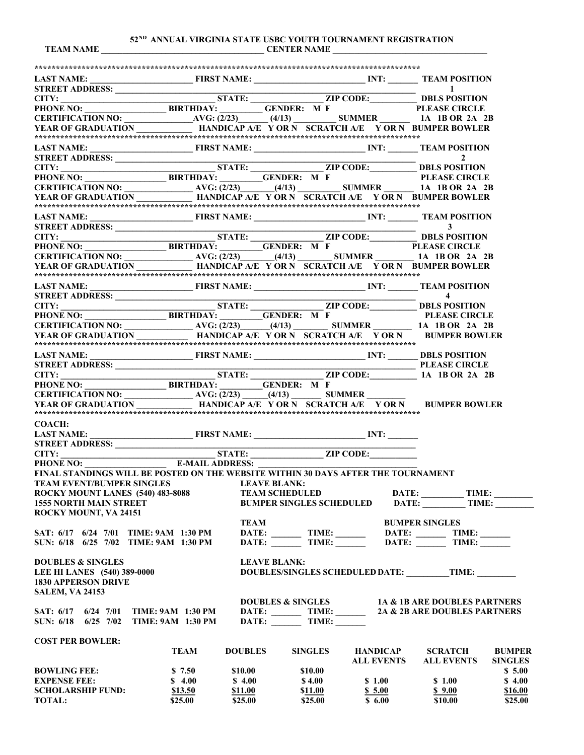## 52[ND] ANNUAL VIRGINIA STATE USBC YOUTH TOURNAMENT REGISTRATION

**TEAM NAME** ______________________________ **CENTER NAME** ______________________________

***********************************************************************************************

**LAST NAME:** ____________________ **FIRST NAME:** ______________________ **INT:** ______ **TEAM POSITION**
**STREET ADDRESS:** ______________________________________________________________ **1**
**CITY:** ____________________________ **STATE:** ______________ **ZIP CODE:** __________ **DBLS POSITION**
**PHONE NO:** ________________ **BIRTHDAY:** ________ **GENDER: M F** **PLEASE CIRCLE**
**CERTIFICATION NO:** ______________ **AVG: (2/23)** ______ **(4/13)** ________ **SUMMER** _______ **1A 1B OR 2A 2B**
**YEAR OF GRADUATION** ___________ **HANDICAP A/E Y OR N SCRATCH A/E Y OR N BUMPER BOWLER**

***********************************************************************************************

**LAST NAME:** ____________________ **FIRST NAME:** ______________________ **INT:** ______ **TEAM POSITION**
**STREET ADDRESS:** ______________________________________________________________ **2**
**CITY:** ____________________________ **STATE:** ______________ **ZIP CODE:** __________ **DBLS POSITION**
**PHONE NO:** ________________ **BIRTHDAY:** ________ **GENDER: M F** **PLEASE CIRCLE**
**CERTIFICATION NO:** ______________ **AVG: (2/23)** ______ **(4/13)** ________ **SUMMER** _______ **1A 1B OR 2A 2B**
**YEAR OF GRADUATION** ___________ **HANDICAP A/E Y OR N SCRATCH A/E Y OR N BUMPER BOWLER**

***********************************************************************************************

**LAST NAME:** ____________________ **FIRST NAME:** ______________________ **INT:** ______ **TEAM POSITION**
**STREET ADDRESS:** ______________________________________________________________ **3**
**CITY:** ____________________________ **STATE:** ______________ **ZIP CODE:** __________ **DBLS POSITION**
**PHONE NO:** ________________ **BIRTHDAY:** ________ **GENDER: M F** **PLEASE CIRCLE**
**CERTIFICATION NO:** ______________ **AVG: (2/23)** ______ **(4/13)** ________ **SUMMER** ________ **1A 1B OR 2A 2B**
**YEAR OF GRADUATION** ___________ **HANDICAP A/E Y OR N SCRATCH A/E Y OR N BUMPER BOWLER**

***********************************************************************************************

**LAST NAME:** ____________________ **FIRST NAME:** ______________________ **INT:** ______ **TEAM POSITION**
**STREET ADDRESS:** ______________________________________________________________ **4**
**CITY:** ____________________________ **STATE:** ______________ **ZIP CODE:** __________ **DBLS POSITION**
**PHONE NO:** ________________ **BIRTHDAY:** ________ **GENDER: M F** **PLEASE CIRCLE**
**CERTIFICATION NO:** ______________ **AVG: (2/23)** ______ **(4/13)** ________ **SUMMER** ________ **1A 1B OR 2A 2B**
**YEAR OF GRADUATION** ___________ **HANDICAP A/E Y OR N SCRATCH A/E Y OR N BUMPER BOWLER**

***********************************************************************************************

**LAST NAME:** ____________________ **FIRST NAME:** ______________________ **INT:** ______ **DBLS POSITION**
**STREET ADDRESS:** ______________________________________________________________ **PLEASE CIRCLE**
**CITY:** ____________________________ **STATE:** ______________ **ZIP CODE:** __________ **1A 1B OR 2A 2B**
**PHONE NO:** ________________ **BIRTHDAY:** ________ **GENDER: M F**
**CERTIFICATION NO:** ______________ **AVG: (2/23)** _____ **(4/13)** _______ **SUMMER** ________
**YEAR OF GRADUATION** ___________ **HANDICAP A/E Y OR N SCRATCH A/E Y OR N BUMPER BOWLER**

***********************************************************************************************

**COACH:**
**LAST NAME:** ____________________ **FIRST NAME:** ______________________ **INT:** ______
**STREET ADDRESS:** ______________________________________________________________
**CITY:** ____________________________ **STATE:** ______________ **ZIP CODE:** __________
**PHONE NO:** ________________ **E-MAIL ADDRESS:** ______________________________

**FINAL STANDINGS WILL BE POSTED ON THE WEBSITE WITHIN 30 DAYS AFTER THE TOURNAMENT**

**TEAM EVENT/BUMPER SINGLES**
**ROCKY MOUNT LANES (540) 483-8088**
**1555 NORTH MAIN STREET**
**ROCKY MOUNT, VA 24151**

**LEAVE BLANK:**
**TEAM SCHEDULED** DATE: _________ TIME: ________
**BUMPER SINGLES SCHEDULED** DATE: _________ TIME: ________

| | TEAM | | BUMPER SINGLES | |
|---|---|---|---|---|
| SAT: 6/17 6/24 7/01 TIME: 9AM 1:30 PM | DATE: _______ | TIME: _______ | DATE: _______ | TIME: _______ |
| SUN: 6/18 6/25 7/02 TIME: 9AM 1:30 PM | DATE: _______ | TIME: _______ | DATE: _______ | TIME: _______ |

**DOUBLES & SINGLES**
**LEE HI LANES (540) 389-0000**
**1830 APPERSON DRIVE**
**SALEM, VA 24153**

**LEAVE BLANK:**
**DOUBLES/SINGLES SCHEDULED DATE:** _________ **TIME:** ________

| | DOUBLES & SINGLES | | |
|---|---|---|---|
| SAT: 6/17 6/24 7/01 TIME: 9AM 1:30 PM | DATE: _______ | TIME: _______ | 1A & 1B ARE DOUBLES PARTNERS |
| SUN: 6/18 6/25 7/02 TIME: 9AM 1:30 PM | DATE: _______ | TIME: _______ | 2A & 2B ARE DOUBLES PARTNERS |

**COST PER BOWLER:**

| | TEAM | DOUBLES | SINGLES | HANDICAP ALL EVENTS | SCRATCH ALL EVENTS | BUMPER SINGLES |
|---|---|---|---|---|---|---|
| BOWLING FEE: | $ 7.50 | $10.00 | $10.00 | | | $ 5.00 |
| EXPENSE FEE: | $ 4.00 | $ 4.00 | $ 4.00 | $ 1.00 | $ 1.00 | $ 4.00 |
| SCHOLARSHIP FUND: | $13.50 | $11.00 | $11.00 | $ 5.00 | $ 9.00 | $16.00 |
| TOTAL: | $25.00 | $25.00 | $25.00 | $ 6.00 | $10.00 | $25.00 |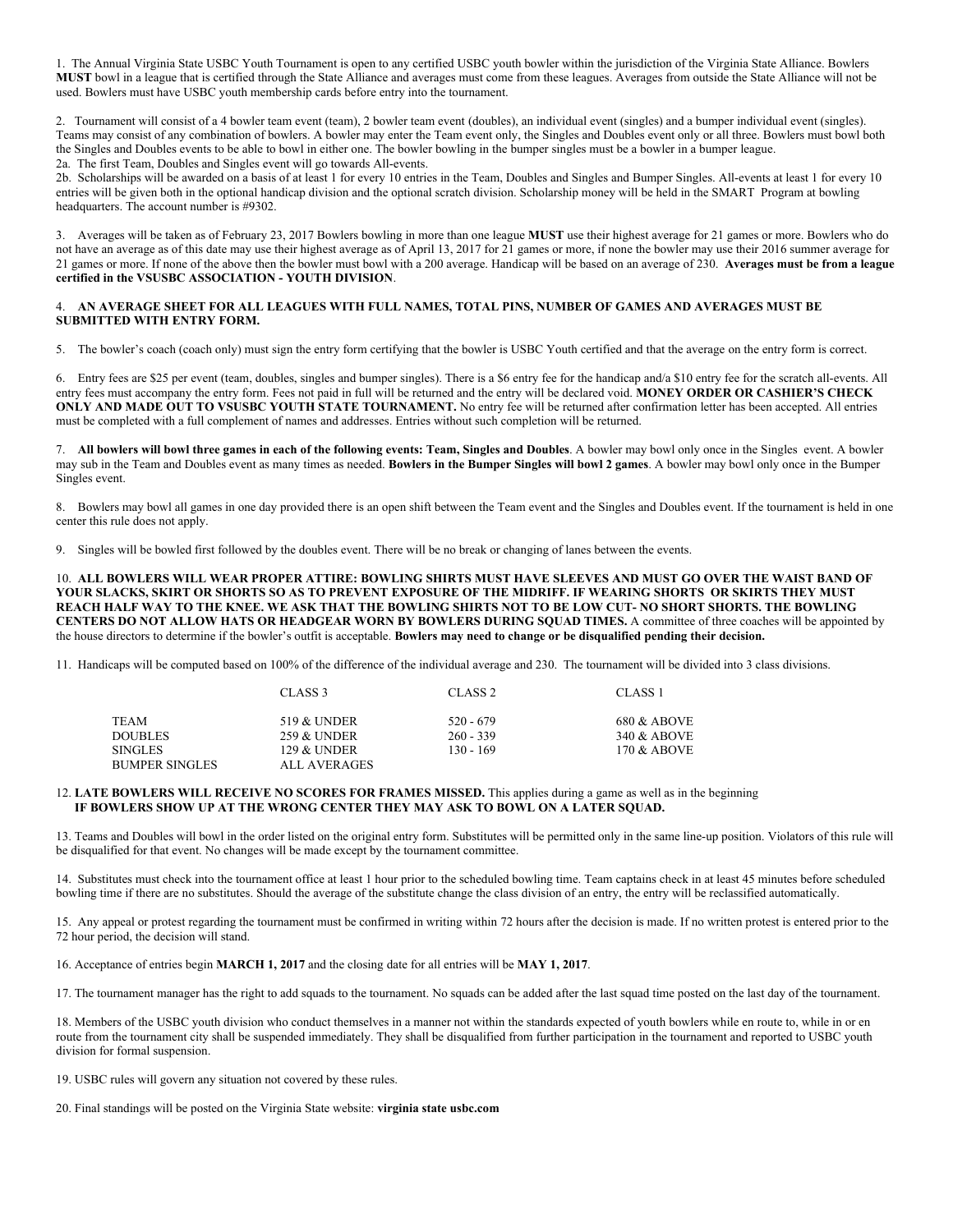1. The Annual Virginia State USBC Youth Tournament is open to any certified USBC youth bowler within the jurisdiction of the Virginia State Alliance. Bowlers **MUST** bowl in a league that is certified through the State Alliance and averages must come from these leagues. Averages from outside the State Alliance will not be used. Bowlers must have USBC youth membership cards before entry into the tournament.

2. Tournament will consist of a 4 bowler team event (team), 2 bowler team event (doubles), an individual event (singles) and a bumper individual event (singles). Teams may consist of any combination of bowlers. A bowler may enter the Team event only, the Singles and Doubles event only or all three. Bowlers must bowl both the Singles and Doubles events to be able to bowl in either one. The bowler bowling in the bumper singles must be a bowler in a bumper league.
2a. The first Team, Doubles and Singles event will go towards All-events.
2b. Scholarships will be awarded on a basis of at least 1 for every 10 entries in the Team, Doubles and Singles and Bumper Singles. All-events at least 1 for every 10 entries will be given both in the optional handicap division and the optional scratch division. Scholarship money will be held in the SMART Program at bowling headquarters. The account number is #9302.

3. Averages will be taken as of February 23, 2017 Bowlers bowling in more than one league **MUST** use their highest average for 21 games or more. Bowlers who do not have an average as of this date may use their highest average as of April 13, 2017 for 21 games or more, if none the bowler may use their 2016 summer average for 21 games or more. If none of the above then the bowler must bowl with a 200 average. Handicap will be based on an average of 230. **Averages must be from a league certified in the VSUSBC ASSOCIATION - YOUTH DIVISION**.

4. **AN AVERAGE SHEET FOR ALL LEAGUES WITH FULL NAMES, TOTAL PINS, NUMBER OF GAMES AND AVERAGES MUST BE SUBMITTED WITH ENTRY FORM.**

5. The bowler's coach (coach only) must sign the entry form certifying that the bowler is USBC Youth certified and that the average on the entry form is correct.

6. Entry fees are $25 per event (team, doubles, singles and bumper singles). There is a $6 entry fee for the handicap and/a $10 entry fee for the scratch all-events. All entry fees must accompany the entry form. Fees not paid in full will be returned and the entry will be declared void. **MONEY ORDER OR CASHIER'S CHECK ONLY AND MADE OUT TO VSUSBC YOUTH STATE TOURNAMENT.** No entry fee will be returned after confirmation letter has been accepted. All entries must be completed with a full complement of names and addresses. Entries without such completion will be returned.

7. **All bowlers will bowl three games in each of the following events: Team, Singles and Doubles**. A bowler may bowl only once in the Singles event. A bowler may sub in the Team and Doubles event as many times as needed. **Bowlers in the Bumper Singles will bowl 2 games**. A bowler may bowl only once in the Bumper Singles event.

8. Bowlers may bowl all games in one day provided there is an open shift between the Team event and the Singles and Doubles event. If the tournament is held in one center this rule does not apply.

9. Singles will be bowled first followed by the doubles event. There will be no break or changing of lanes between the events.

10. **ALL BOWLERS WILL WEAR PROPER ATTIRE: BOWLING SHIRTS MUST HAVE SLEEVES AND MUST GO OVER THE WAIST BAND OF YOUR SLACKS, SKIRT OR SHORTS SO AS TO PREVENT EXPOSURE OF THE MIDRIFF. IF WEARING SHORTS OR SKIRTS THEY MUST REACH HALF WAY TO THE KNEE. WE ASK THAT THE BOWLING SHIRTS NOT TO BE LOW CUT- NO SHORT SHORTS. THE BOWLING CENTERS DO NOT ALLOW HATS OR HEADGEAR WORN BY BOWLERS DURING SQUAD TIMES.** A committee of three coaches will be appointed by the house directors to determine if the bowler's outfit is acceptable. **Bowlers may need to change or be disqualified pending their decision.**

11. Handicaps will be computed based on 100% of the difference of the individual average and 230. The tournament will be divided into 3 class divisions.

| | CLASS 3 | CLASS 2 | CLASS 1 |
|---|---|---|---|
| TEAM | 519 & UNDER | 520 - 679 | 680 & ABOVE |
| DOUBLES | 259 & UNDER | 260 - 339 | 340 & ABOVE |
| SINGLES | 129 & UNDER | 130 - 169 | 170 & ABOVE |
| BUMPER SINGLES | ALL AVERAGES | | |

12. **LATE BOWLERS WILL RECEIVE NO SCORES FOR FRAMES MISSED.** This applies during a game as well as in the beginning
**IF BOWLERS SHOW UP AT THE WRONG CENTER THEY MAY ASK TO BOWL ON A LATER SQUAD.**

13. Teams and Doubles will bowl in the order listed on the original entry form. Substitutes will be permitted only in the same line-up position. Violators of this rule will be disqualified for that event. No changes will be made except by the tournament committee.

14. Substitutes must check into the tournament office at least 1 hour prior to the scheduled bowling time. Team captains check in at least 45 minutes before scheduled bowling time if there are no substitutes. Should the average of the substitute change the class division of an entry, the entry will be reclassified automatically.

15. Any appeal or protest regarding the tournament must be confirmed in writing within 72 hours after the decision is made. If no written protest is entered prior to the 72 hour period, the decision will stand.

16. Acceptance of entries begin **MARCH 1, 2017** and the closing date for all entries will be **MAY 1, 2017**.

17. The tournament manager has the right to add squads to the tournament. No squads can be added after the last squad time posted on the last day of the tournament.

18. Members of the USBC youth division who conduct themselves in a manner not within the standards expected of youth bowlers while en route to, while in or en route from the tournament city shall be suspended immediately. They shall be disqualified from further participation in the tournament and reported to USBC youth division for formal suspension.

19. USBC rules will govern any situation not covered by these rules.

20. Final standings will be posted on the Virginia State website: **virginia state usbc.com**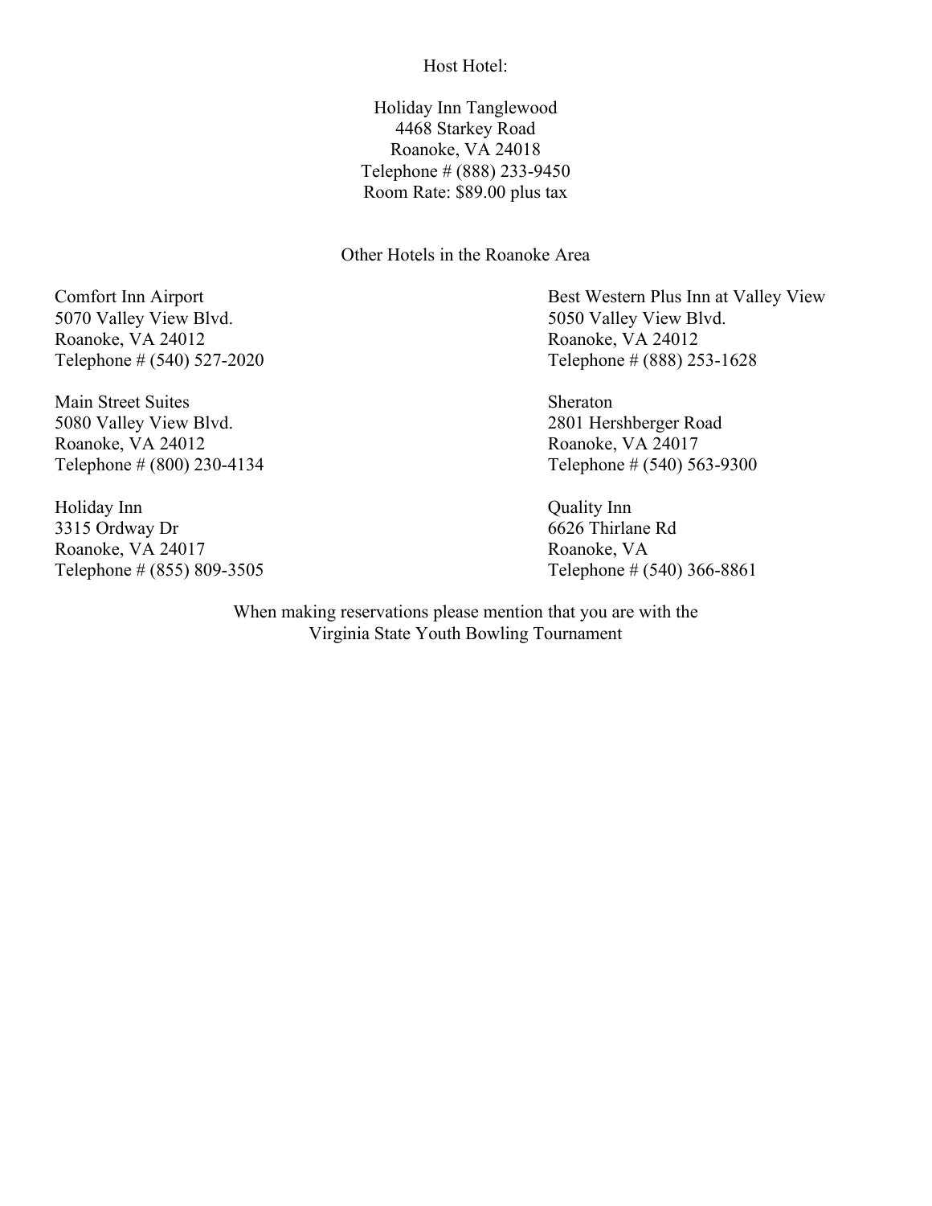Host Hotel:

Holiday Inn Tanglewood
4468 Starkey Road
Roanoke, VA 24018
Telephone # (888) 233-9450
Room Rate: $89.00 plus tax

Other Hotels in the Roanoke Area

Comfort Inn Airport
5070 Valley View Blvd.
Roanoke, VA 24012
Telephone # (540) 527-2020

Main Street Suites
5080 Valley View Blvd.
Roanoke, VA 24012
Telephone # (800) 230-4134

Holiday Inn
3315 Ordway Dr
Roanoke, VA 24017
Telephone # (855) 809-3505

Best Western Plus Inn at Valley View
5050 Valley View Blvd.
Roanoke, VA 24012
Telephone # (888) 253-1628

Sheraton
2801 Hershberger Road
Roanoke, VA 24017
Telephone # (540) 563-9300

Quality Inn
6626 Thirlane Rd
Roanoke, VA
Telephone # (540) 366-8861

When making reservations please mention that you are with the
Virginia State Youth Bowling Tournament